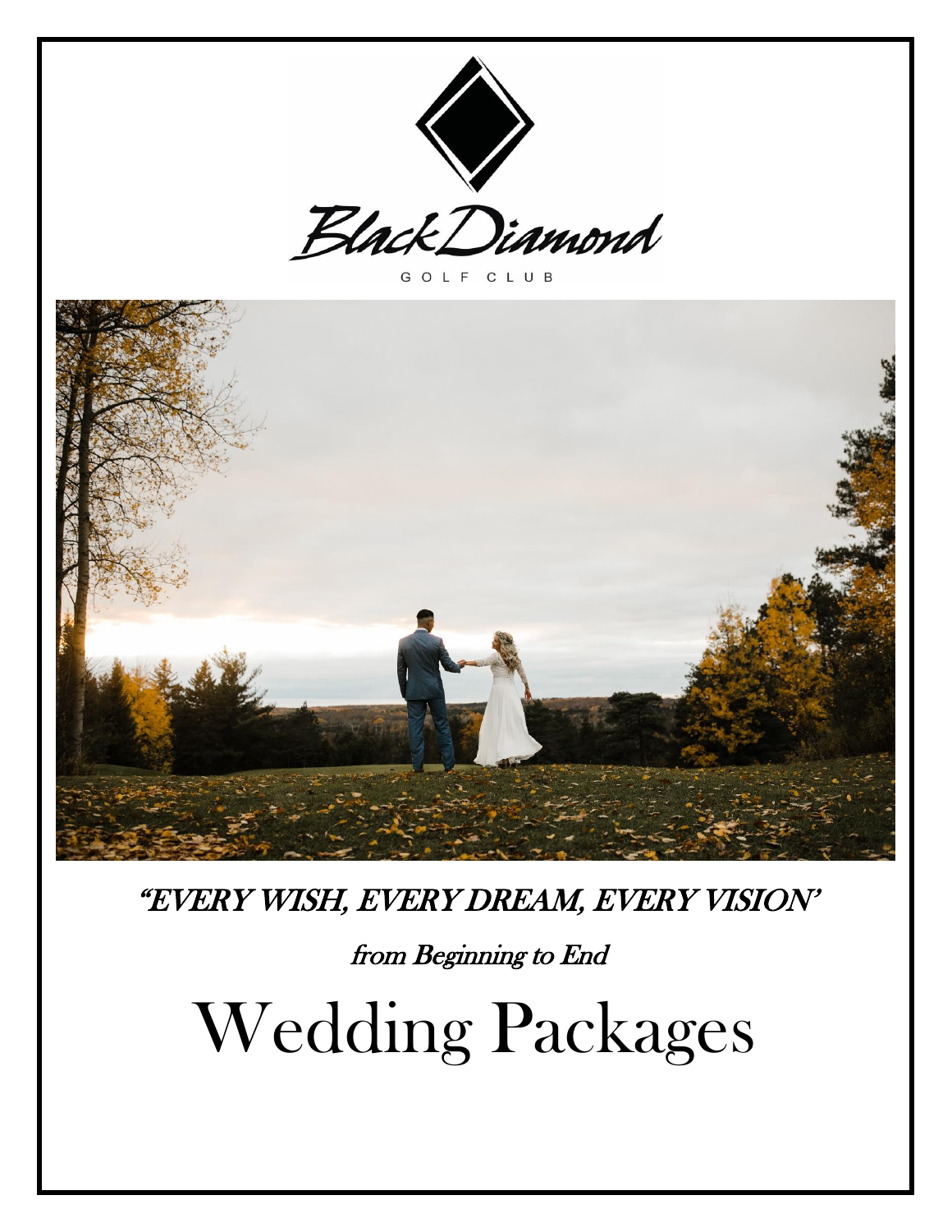Black Diamond

GOLF CLUB

*"EVERY WISH, EVERY DREAM, EVERY VISION'*

*from Beginning to End*

# Wedding Packages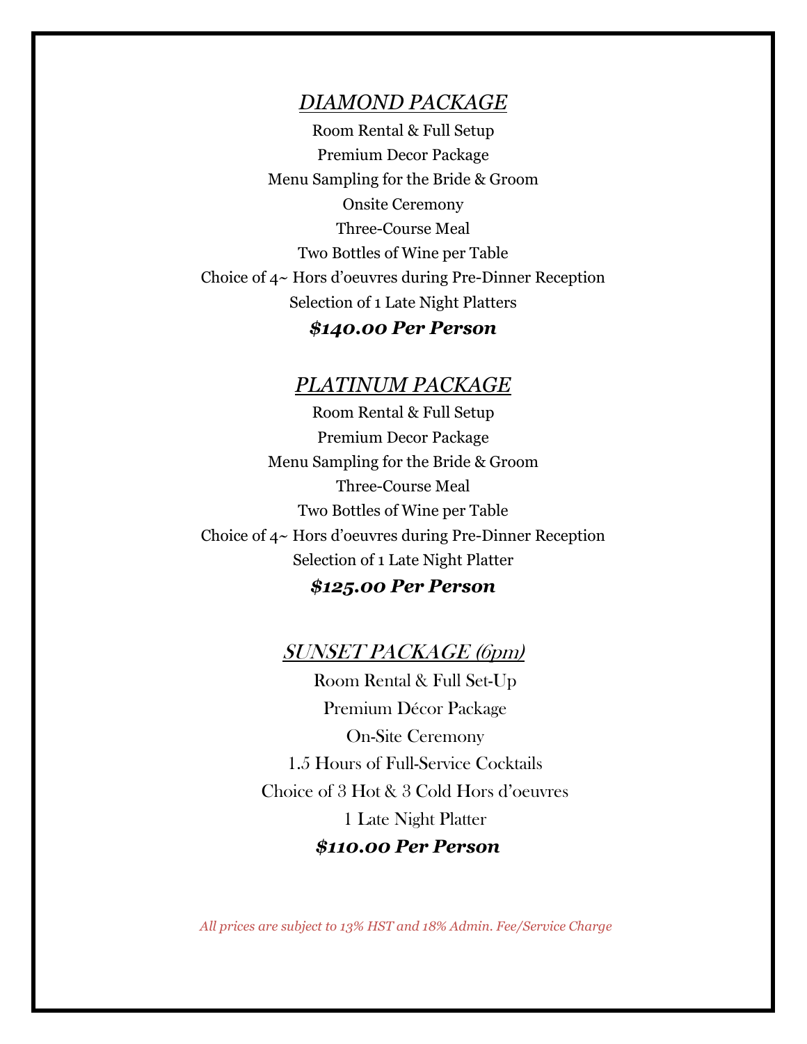## *DIAMOND PACKAGE*

Room Rental & Full Setup

Premium Decor Package

Menu Sampling for the Bride & Groom

Onsite Ceremony

Three-Course Meal

Two Bottles of Wine per Table

Choice of 4~ Hors d'oeuvres during Pre-Dinner Reception

Selection of 1 Late Night Platters

***$140.00 Per Person***

## *PLATINUM PACKAGE*

Room Rental & Full Setup

Premium Decor Package

Menu Sampling for the Bride & Groom

Three-Course Meal

Two Bottles of Wine per Table

Choice of 4~ Hors d'oeuvres during Pre-Dinner Reception

Selection of 1 Late Night Platter

***$125.00 Per Person***

## *SUNSET PACKAGE (6pm)*

Room Rental & Full Set-Up

Premium Décor Package

On-Site Ceremony

1.5 Hours of Full-Service Cocktails

Choice of 3 Hot & 3 Cold Hors d'oeuvres

1 Late Night Platter

***$110.00 Per Person***

*All prices are subject to 13% HST and 18% Admin. Fee/Service Charge*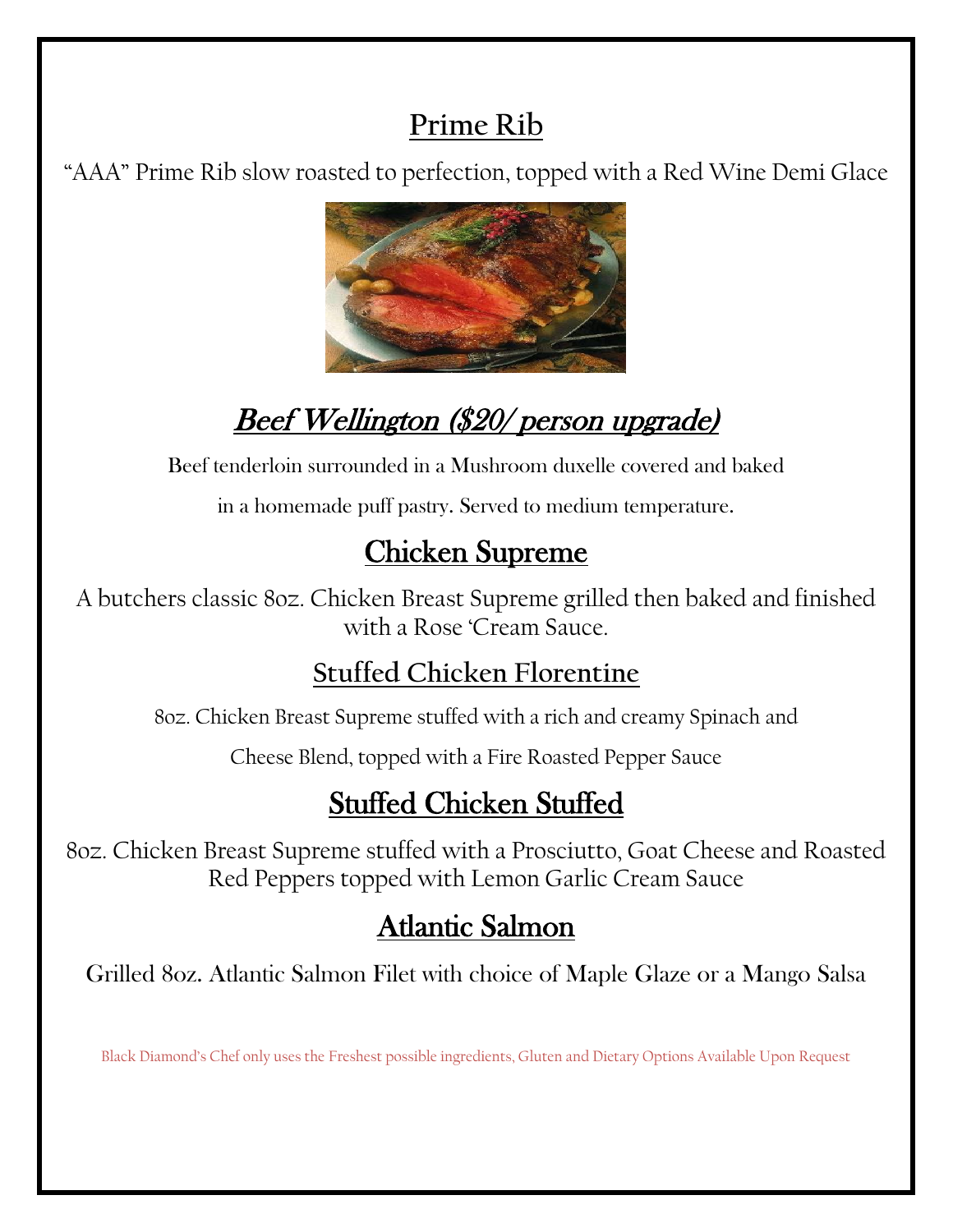## Prime Rib

"AAA" Prime Rib slow roasted to perfection, topped with a Red Wine Demi Glace

## *Beef Wellington ($20/ person upgrade)*

Beef tenderloin surrounded in a Mushroom duxelle covered and baked

in a homemade puff pastry. Served to medium temperature.

## Chicken Supreme

A butchers classic 8oz. Chicken Breast Supreme grilled then baked and finished with a Rose 'Cream Sauce.

## Stuffed Chicken Florentine

8oz. Chicken Breast Supreme stuffed with a rich and creamy Spinach and

Cheese Blend, topped with a Fire Roasted Pepper Sauce

## Stuffed Chicken Stuffed

8oz. Chicken Breast Supreme stuffed with a Prosciutto, Goat Cheese and Roasted Red Peppers topped with Lemon Garlic Cream Sauce

## Atlantic Salmon

Grilled 8oz. Atlantic Salmon Filet with choice of Maple Glaze or a Mango Salsa

Black Diamond's Chef only uses the Freshest possible ingredients, Gluten and Dietary Options Available Upon Request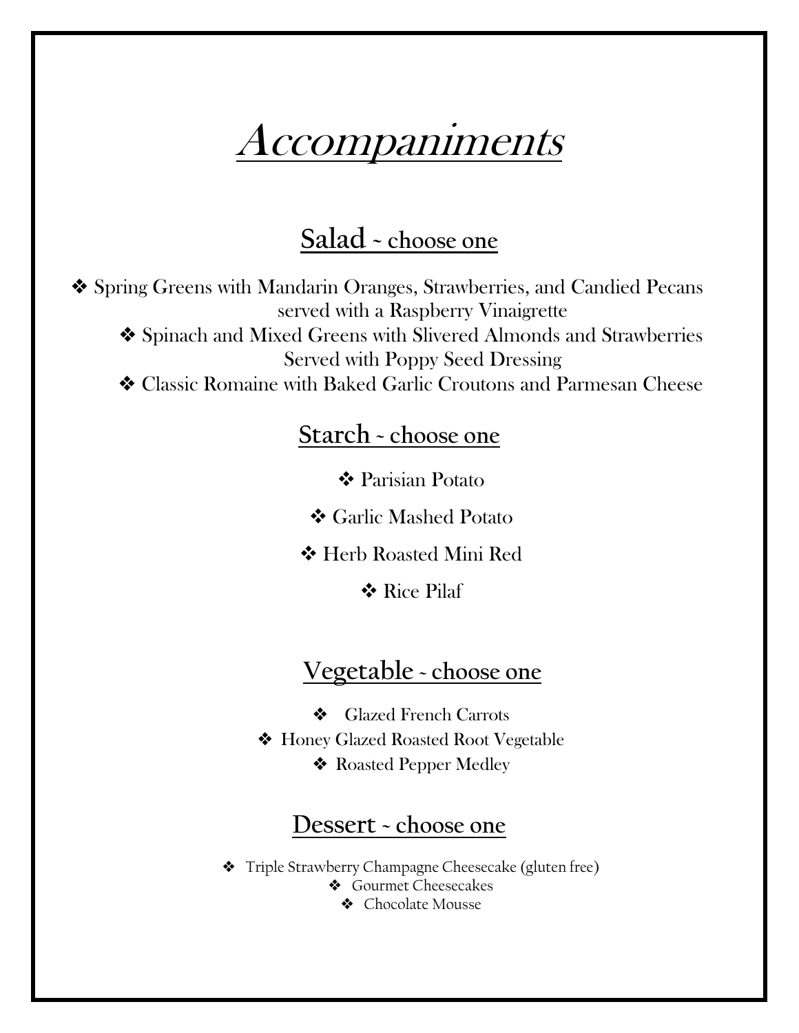# *Accompaniments*

## Salad ~ choose one

- Spring Greens with Mandarin Oranges, Strawberries, and Candied Pecans served with a Raspberry Vinaigrette
- Spinach and Mixed Greens with Slivered Almonds and Strawberries Served with Poppy Seed Dressing
- Classic Romaine with Baked Garlic Croutons and Parmesan Cheese

## Starch ~ choose one

- Parisian Potato
- Garlic Mashed Potato
- Herb Roasted Mini Red
- Rice Pilaf

## Vegetable ~ choose one

- Glazed French Carrots
- Honey Glazed Roasted Root Vegetable
- Roasted Pepper Medley

## Dessert ~ choose one

- Triple Strawberry Champagne Cheesecake (gluten free)
- Gourmet Cheesecakes
- Chocolate Mousse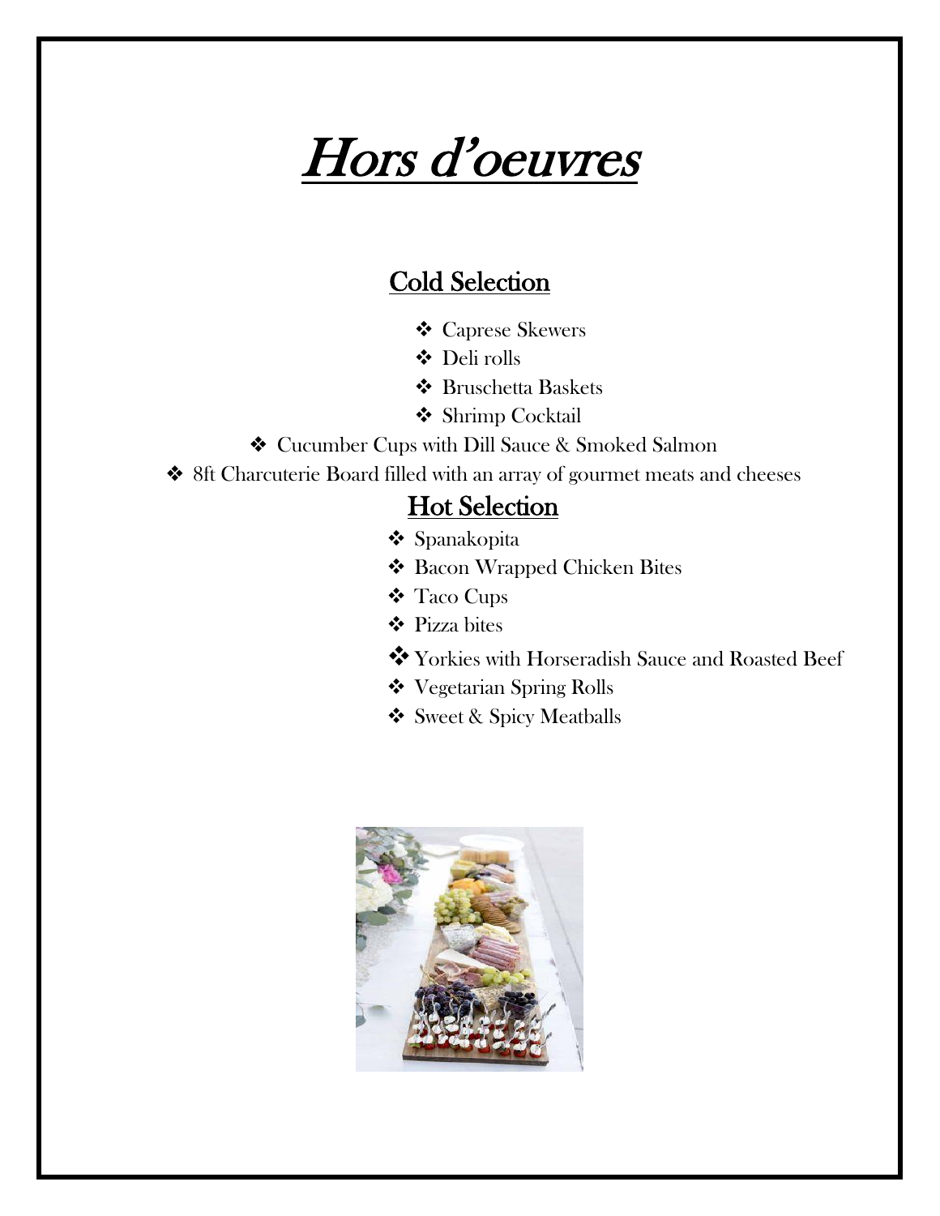# *Hors d'oeuvres*

## Cold Selection

- Caprese Skewers
- Deli rolls
- Bruschetta Baskets
- Shrimp Cocktail
- Cucumber Cups with Dill Sauce & Smoked Salmon
- 8ft Charcuterie Board filled with an array of gourmet meats and cheeses

## Hot Selection

- Spanakopita
- Bacon Wrapped Chicken Bites
- Taco Cups
- Pizza bites
- Yorkies with Horseradish Sauce and Roasted Beef
- Vegetarian Spring Rolls
- Sweet & Spicy Meatballs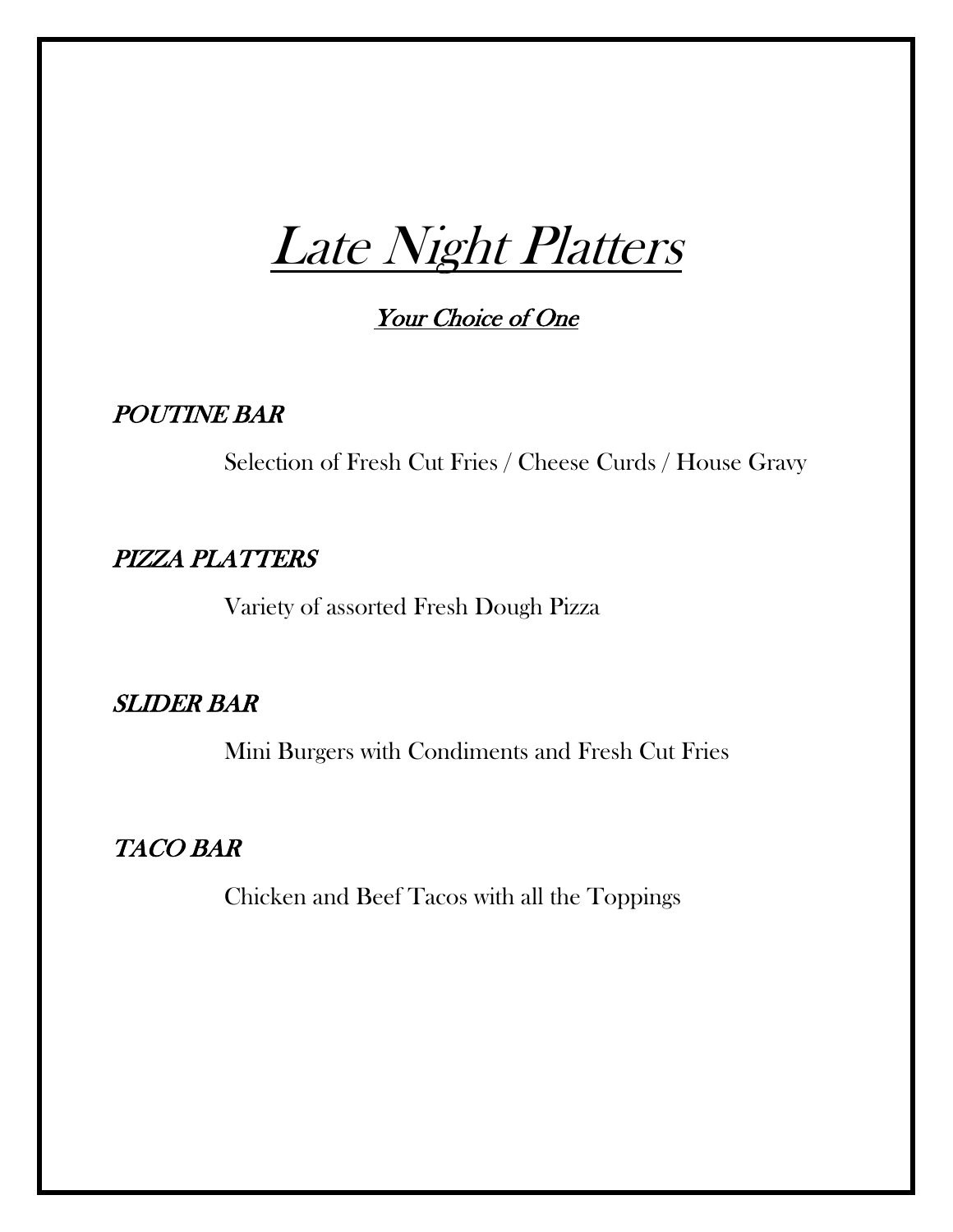# *Late Night Platters*

## *Your Choice of One*

### *POUTINE BAR*

Selection of Fresh Cut Fries / Cheese Curds / House Gravy

### *PIZZA PLATTERS*

Variety of assorted Fresh Dough Pizza

### *SLIDER BAR*

Mini Burgers with Condiments and Fresh Cut Fries

### *TACO BAR*

Chicken and Beef Tacos with all the Toppings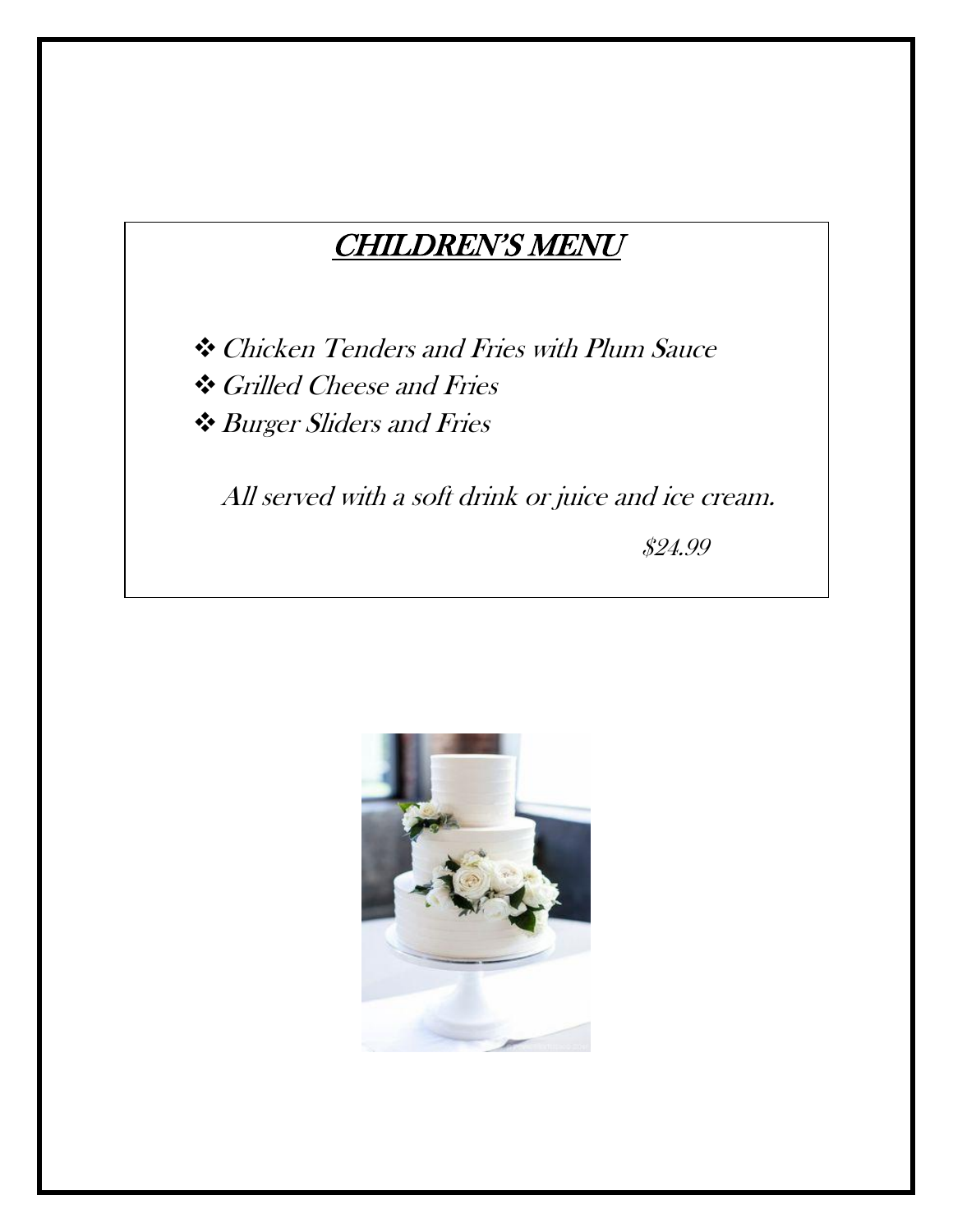## CHILDREN'S MENU

- *Chicken Tenders and Fries with Plum Sauce*
- *Grilled Cheese and Fries*
- *Burger Sliders and Fries*

*All served with a soft drink or juice and ice cream.*

*$24.99*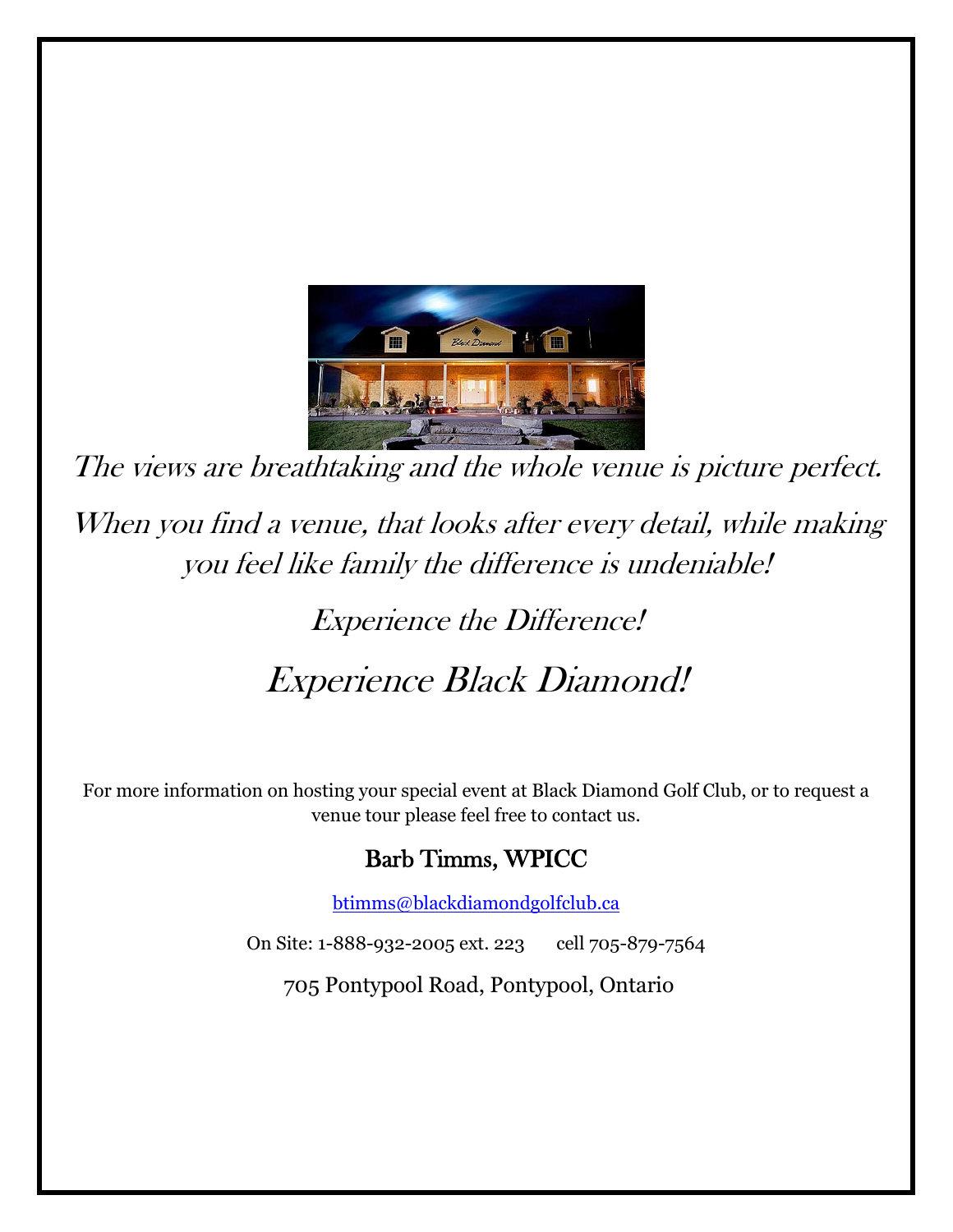*The views are breathtaking and the whole venue is picture perfect.*

*When you find a venue, that looks after every detail, while making you feel like family the difference is undeniable!*

*Experience the Difference!*

# *Experience Black Diamond!*

For more information on hosting your special event at Black Diamond Golf Club, or to request a venue tour please feel free to contact us.

**Barb Timms, WPICC**

btimms@blackdiamondgolfclub.ca

On Site: 1-888-932-2005 ext. 223 cell 705-879-7564

705 Pontypool Road, Pontypool, Ontario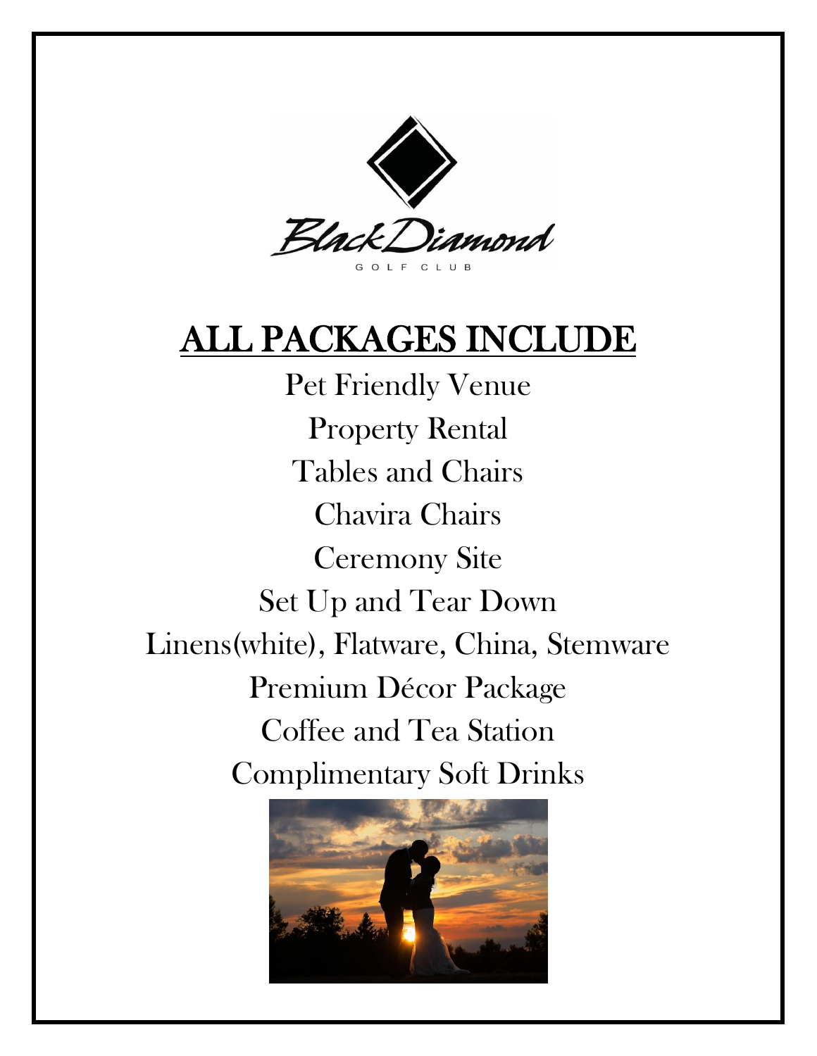Black Diamond
GOLF CLUB

# ALL PACKAGES INCLUDE

Pet Friendly Venue

Property Rental

Tables and Chairs

Chavira Chairs

Ceremony Site

Set Up and Tear Down

Linens(white), Flatware, China, Stemware

Premium Décor Package

Coffee and Tea Station

Complimentary Soft Drinks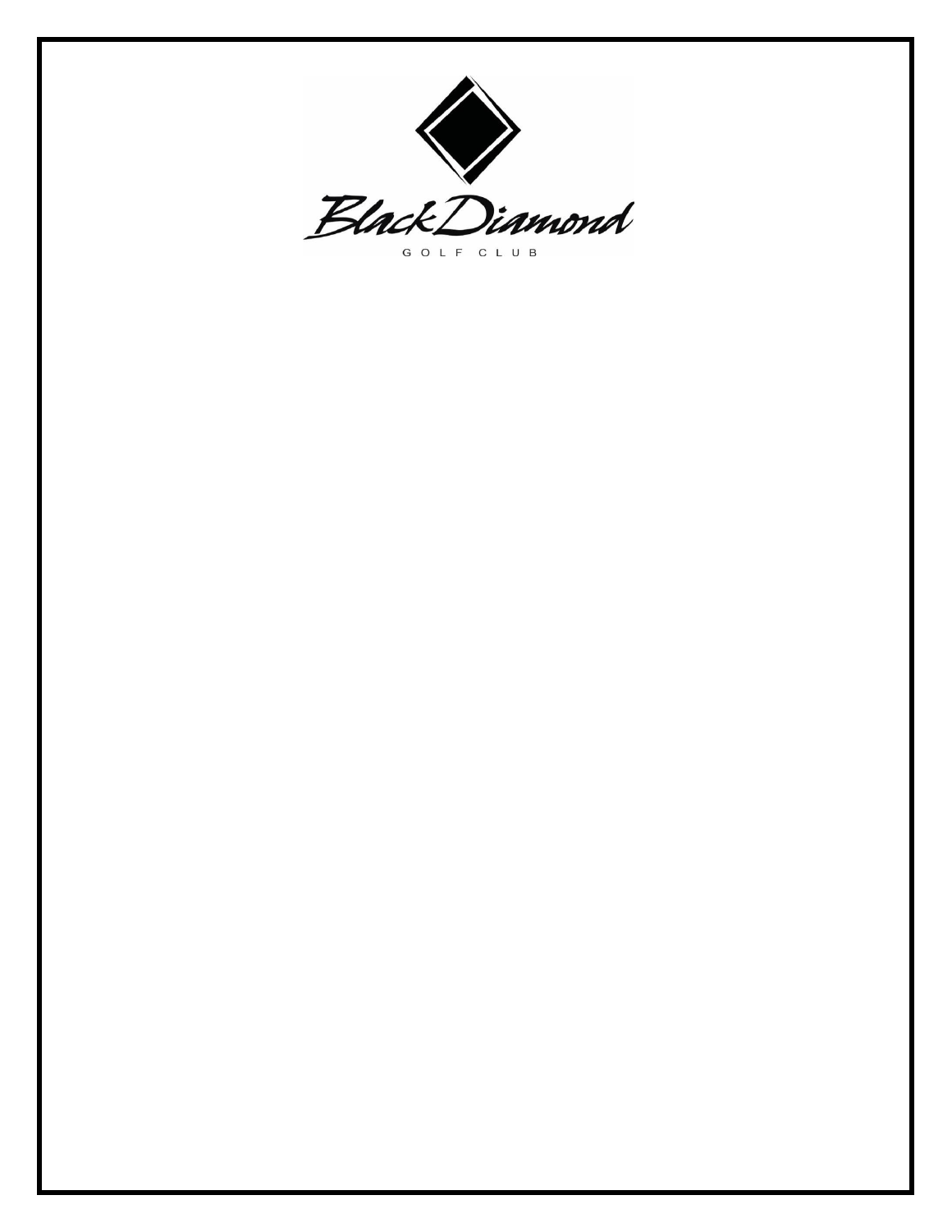Black Diamond

GOLF CLUB